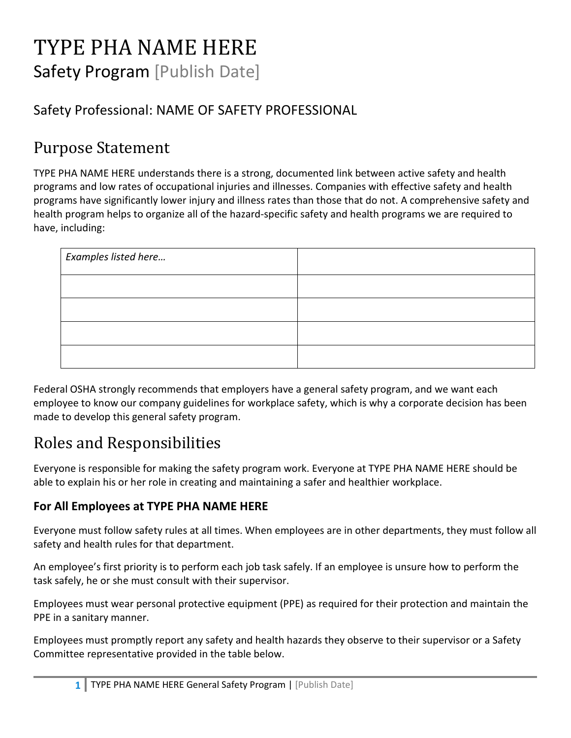# TYPE PHA NAME HERE

Safety Program [Publish Date]

## Safety Professional: NAME OF SAFETY PROFESSIONAL

## Purpose Statement

TYPE PHA NAME HERE understands there is a strong, documented link between active safety and health programs and low rates of occupational injuries and illnesses. Companies with effective safety and health programs have significantly lower injury and illness rates than those that do not. A comprehensive safety and health program helps to organize all of the hazard-specific safety and health programs we are required to have, including:

| *Examples listed here…* | |
|---|---|
| | |
| | |
| | |
| | |

Federal OSHA strongly recommends that employers have a general safety program, and we want each employee to know our company guidelines for workplace safety, which is why a corporate decision has been made to develop this general safety program.

## Roles and Responsibilities

Everyone is responsible for making the safety program work. Everyone at TYPE PHA NAME HERE should be able to explain his or her role in creating and maintaining a safer and healthier workplace.

### For All Employees at TYPE PHA NAME HERE

Everyone must follow safety rules at all times. When employees are in other departments, they must follow all safety and health rules for that department.

An employee's first priority is to perform each job task safely. If an employee is unsure how to perform the task safely, he or she must consult with their supervisor.

Employees must wear personal protective equipment (PPE) as required for their protection and maintain the PPE in a sanitary manner.

Employees must promptly report any safety and health hazards they observe to their supervisor or a Safety Committee representative provided in the table below.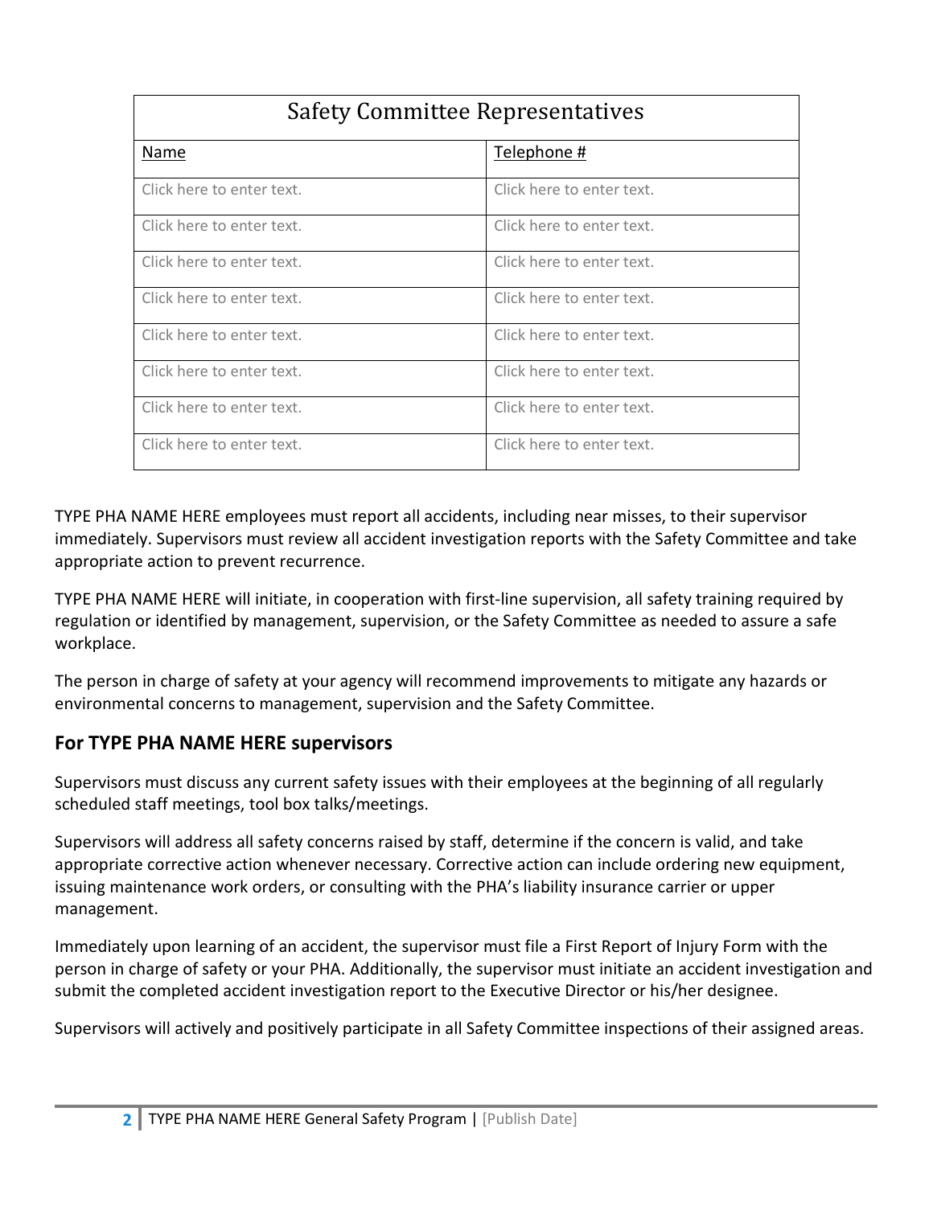| Safety Committee Representatives | |
|---|---|
| Name | Telephone # |
| Click here to enter text. | Click here to enter text. |
| Click here to enter text. | Click here to enter text. |
| Click here to enter text. | Click here to enter text. |
| Click here to enter text. | Click here to enter text. |
| Click here to enter text. | Click here to enter text. |
| Click here to enter text. | Click here to enter text. |
| Click here to enter text. | Click here to enter text. |
| Click here to enter text. | Click here to enter text. |

TYPE PHA NAME HERE employees must report all accidents, including near misses, to their supervisor immediately. Supervisors must review all accident investigation reports with the Safety Committee and take appropriate action to prevent recurrence.

TYPE PHA NAME HERE will initiate, in cooperation with first-line supervision, all safety training required by regulation or identified by management, supervision, or the Safety Committee as needed to assure a safe workplace.

The person in charge of safety at your agency will recommend improvements to mitigate any hazards or environmental concerns to management, supervision and the Safety Committee.

## For TYPE PHA NAME HERE supervisors

Supervisors must discuss any current safety issues with their employees at the beginning of all regularly scheduled staff meetings, tool box talks/meetings.

Supervisors will address all safety concerns raised by staff, determine if the concern is valid, and take appropriate corrective action whenever necessary. Corrective action can include ordering new equipment, issuing maintenance work orders, or consulting with the PHA's liability insurance carrier or upper management.

Immediately upon learning of an accident, the supervisor must file a First Report of Injury Form with the person in charge of safety or your PHA. Additionally, the supervisor must initiate an accident investigation and submit the completed accident investigation report to the Executive Director or his/her designee.

Supervisors will actively and positively participate in all Safety Committee inspections of their assigned areas.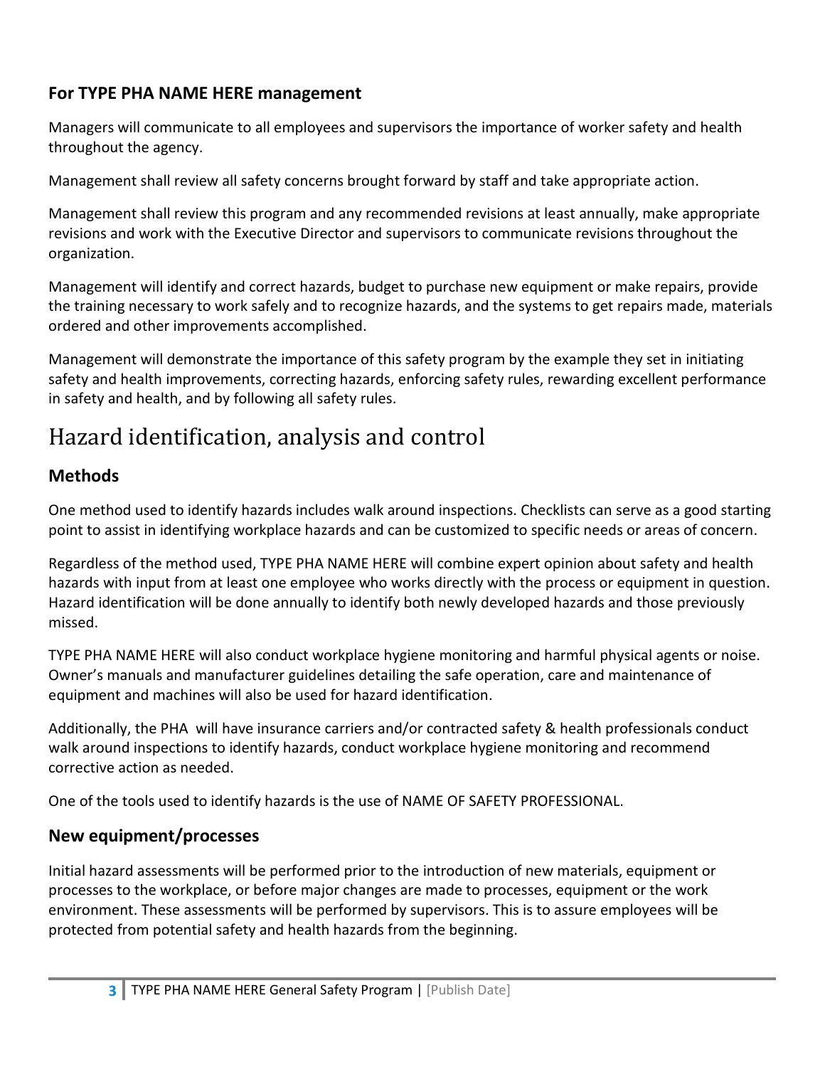### For TYPE PHA NAME HERE management

Managers will communicate to all employees and supervisors the importance of worker safety and health throughout the agency.

Management shall review all safety concerns brought forward by staff and take appropriate action.

Management shall review this program and any recommended revisions at least annually, make appropriate revisions and work with the Executive Director and supervisors to communicate revisions throughout the organization.

Management will identify and correct hazards, budget to purchase new equipment or make repairs, provide the training necessary to work safely and to recognize hazards, and the systems to get repairs made, materials ordered and other improvements accomplished.

Management will demonstrate the importance of this safety program by the example they set in initiating safety and health improvements, correcting hazards, enforcing safety rules, rewarding excellent performance in safety and health, and by following all safety rules.

## Hazard identification, analysis and control

### Methods

One method used to identify hazards includes walk around inspections. Checklists can serve as a good starting point to assist in identifying workplace hazards and can be customized to specific needs or areas of concern.

Regardless of the method used, TYPE PHA NAME HERE will combine expert opinion about safety and health hazards with input from at least one employee who works directly with the process or equipment in question. Hazard identification will be done annually to identify both newly developed hazards and those previously missed.

TYPE PHA NAME HERE will also conduct workplace hygiene monitoring and harmful physical agents or noise. Owner's manuals and manufacturer guidelines detailing the safe operation, care and maintenance of equipment and machines will also be used for hazard identification.

Additionally, the PHA will have insurance carriers and/or contracted safety & health professionals conduct walk around inspections to identify hazards, conduct workplace hygiene monitoring and recommend corrective action as needed.

One of the tools used to identify hazards is the use of NAME OF SAFETY PROFESSIONAL.

### New equipment/processes

Initial hazard assessments will be performed prior to the introduction of new materials, equipment or processes to the workplace, or before major changes are made to processes, equipment or the work environment. These assessments will be performed by supervisors. This is to assure employees will be protected from potential safety and health hazards from the beginning.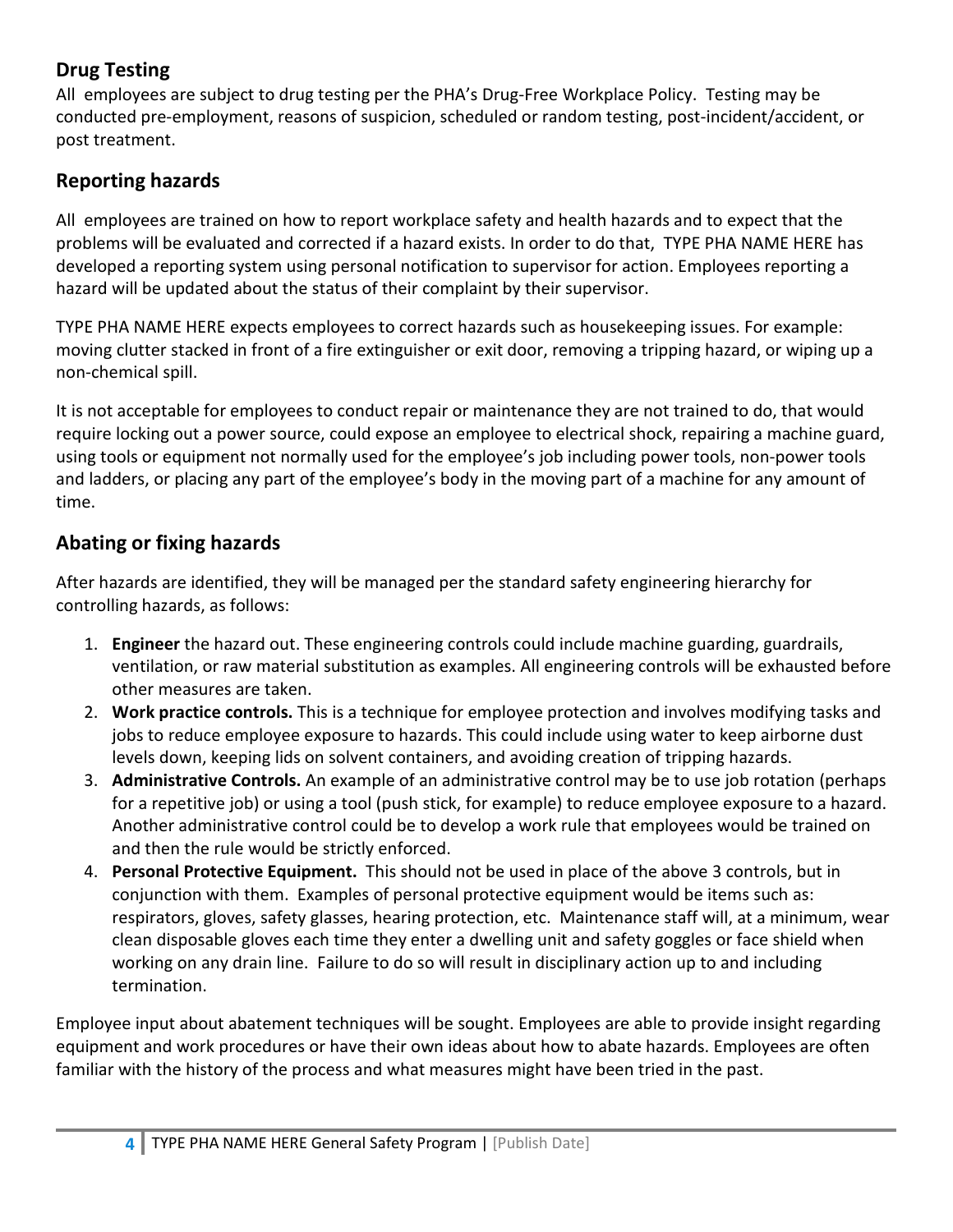## Drug Testing

All employees are subject to drug testing per the PHA's Drug-Free Workplace Policy. Testing may be conducted pre-employment, reasons of suspicion, scheduled or random testing, post-incident/accident, or post treatment.

## Reporting hazards

All employees are trained on how to report workplace safety and health hazards and to expect that the problems will be evaluated and corrected if a hazard exists. In order to do that, TYPE PHA NAME HERE has developed a reporting system using personal notification to supervisor for action. Employees reporting a hazard will be updated about the status of their complaint by their supervisor.

TYPE PHA NAME HERE expects employees to correct hazards such as housekeeping issues. For example: moving clutter stacked in front of a fire extinguisher or exit door, removing a tripping hazard, or wiping up a non-chemical spill.

It is not acceptable for employees to conduct repair or maintenance they are not trained to do, that would require locking out a power source, could expose an employee to electrical shock, repairing a machine guard, using tools or equipment not normally used for the employee's job including power tools, non-power tools and ladders, or placing any part of the employee's body in the moving part of a machine for any amount of time.

## Abating or fixing hazards

After hazards are identified, they will be managed per the standard safety engineering hierarchy for controlling hazards, as follows:

1. **Engineer** the hazard out. These engineering controls could include machine guarding, guardrails, ventilation, or raw material substitution as examples. All engineering controls will be exhausted before other measures are taken.
2. **Work practice controls.** This is a technique for employee protection and involves modifying tasks and jobs to reduce employee exposure to hazards. This could include using water to keep airborne dust levels down, keeping lids on solvent containers, and avoiding creation of tripping hazards.
3. **Administrative Controls.** An example of an administrative control may be to use job rotation (perhaps for a repetitive job) or using a tool (push stick, for example) to reduce employee exposure to a hazard. Another administrative control could be to develop a work rule that employees would be trained on and then the rule would be strictly enforced.
4. **Personal Protective Equipment.** This should not be used in place of the above 3 controls, but in conjunction with them. Examples of personal protective equipment would be items such as: respirators, gloves, safety glasses, hearing protection, etc. Maintenance staff will, at a minimum, wear clean disposable gloves each time they enter a dwelling unit and safety goggles or face shield when working on any drain line. Failure to do so will result in disciplinary action up to and including termination.

Employee input about abatement techniques will be sought. Employees are able to provide insight regarding equipment and work procedures or have their own ideas about how to abate hazards. Employees are often familiar with the history of the process and what measures might have been tried in the past.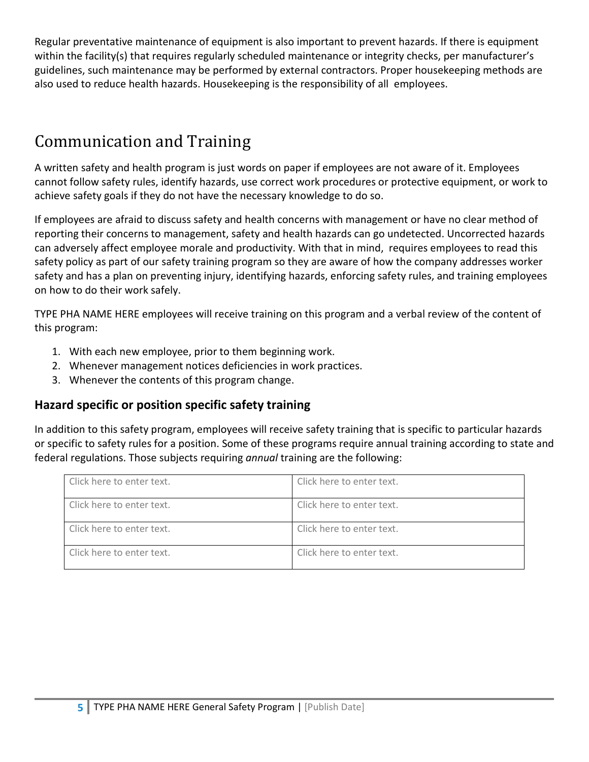Regular preventative maintenance of equipment is also important to prevent hazards. If there is equipment within the facility(s) that requires regularly scheduled maintenance or integrity checks, per manufacturer's guidelines, such maintenance may be performed by external contractors. Proper housekeeping methods are also used to reduce health hazards. Housekeeping is the responsibility of all employees.

# Communication and Training

A written safety and health program is just words on paper if employees are not aware of it. Employees cannot follow safety rules, identify hazards, use correct work procedures or protective equipment, or work to achieve safety goals if they do not have the necessary knowledge to do so.

If employees are afraid to discuss safety and health concerns with management or have no clear method of reporting their concerns to management, safety and health hazards can go undetected. Uncorrected hazards can adversely affect employee morale and productivity. With that in mind, requires employees to read this safety policy as part of our safety training program so they are aware of how the company addresses worker safety and has a plan on preventing injury, identifying hazards, enforcing safety rules, and training employees on how to do their work safely.

TYPE PHA NAME HERE employees will receive training on this program and a verbal review of the content of this program:

1. With each new employee, prior to them beginning work.
2. Whenever management notices deficiencies in work practices.
3. Whenever the contents of this program change.

## Hazard specific or position specific safety training

In addition to this safety program, employees will receive safety training that is specific to particular hazards or specific to safety rules for a position. Some of these programs require annual training according to state and federal regulations. Those subjects requiring *annual* training are the following:

| | |
|---|---|
| Click here to enter text. | Click here to enter text. |
| Click here to enter text. | Click here to enter text. |
| Click here to enter text. | Click here to enter text. |
| Click here to enter text. | Click here to enter text. |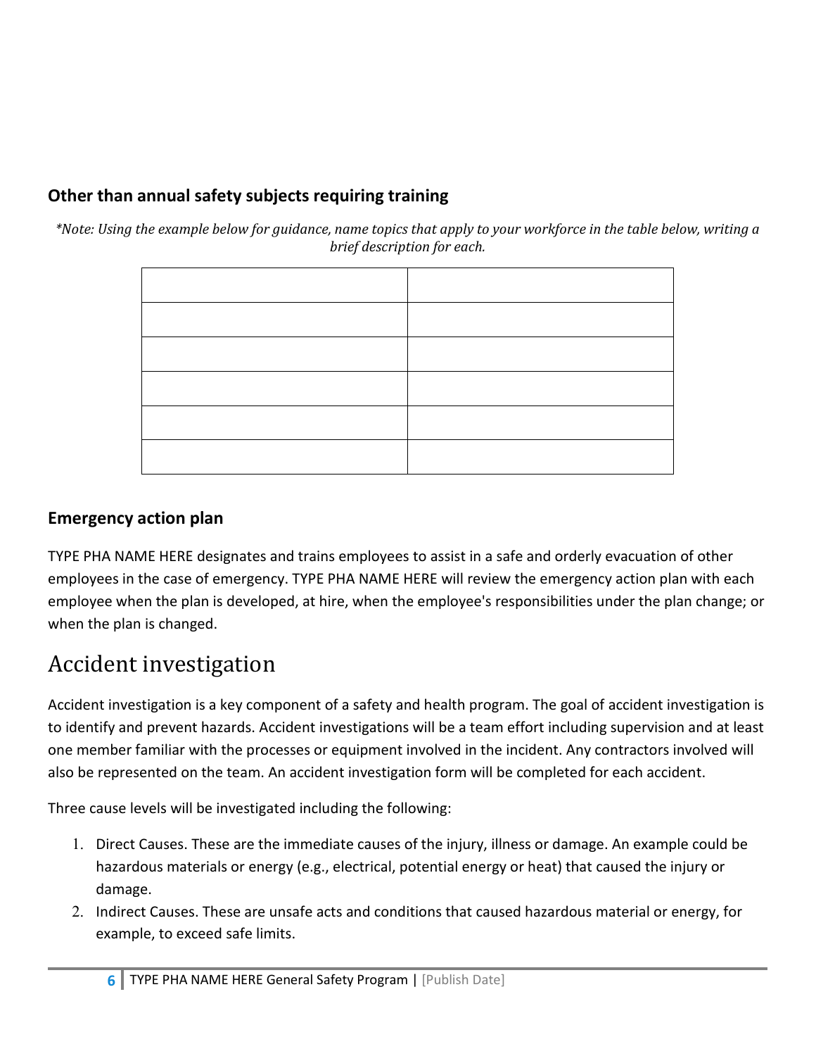### Other than annual safety subjects requiring training

*\*Note: Using the example below for guidance, name topics that apply to your workforce in the table below, writing a brief description for each.*

| | |
|---|---|
| | |
| | |
| | |
| | |
| | |
| | |

### Emergency action plan

TYPE PHA NAME HERE designates and trains employees to assist in a safe and orderly evacuation of other employees in the case of emergency. TYPE PHA NAME HERE will review the emergency action plan with each employee when the plan is developed, at hire, when the employee's responsibilities under the plan change; or when the plan is changed.

## Accident investigation

Accident investigation is a key component of a safety and health program. The goal of accident investigation is to identify and prevent hazards. Accident investigations will be a team effort including supervision and at least one member familiar with the processes or equipment involved in the incident. Any contractors involved will also be represented on the team. An accident investigation form will be completed for each accident.

Three cause levels will be investigated including the following:

1. Direct Causes. These are the immediate causes of the injury, illness or damage. An example could be hazardous materials or energy (e.g., electrical, potential energy or heat) that caused the injury or damage.
2. Indirect Causes. These are unsafe acts and conditions that caused hazardous material or energy, for example, to exceed safe limits.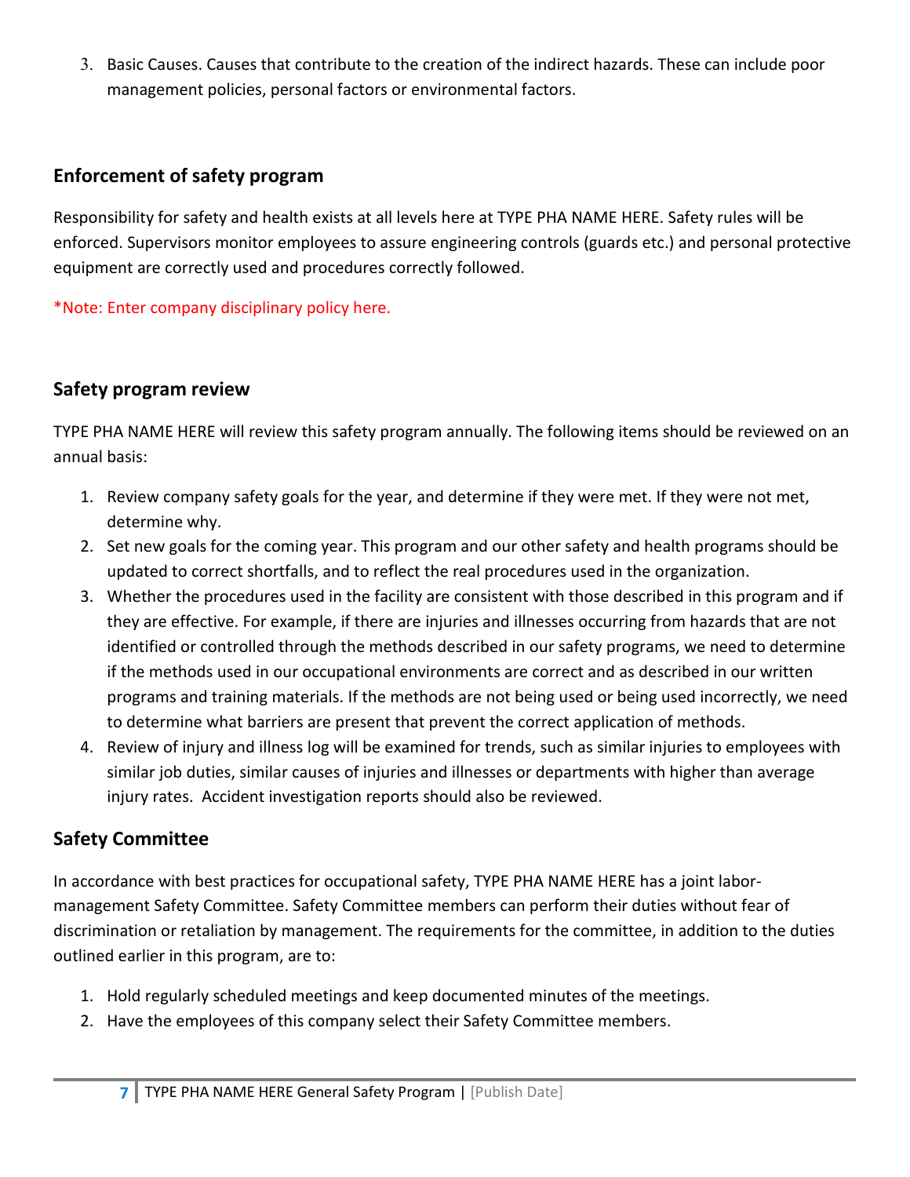3. Basic Causes. Causes that contribute to the creation of the indirect hazards. These can include poor management policies, personal factors or environmental factors.

## Enforcement of safety program

Responsibility for safety and health exists at all levels here at TYPE PHA NAME HERE. Safety rules will be enforced. Supervisors monitor employees to assure engineering controls (guards etc.) and personal protective equipment are correctly used and procedures correctly followed.

*Note: Enter company disciplinary policy here.

## Safety program review

TYPE PHA NAME HERE will review this safety program annually. The following items should be reviewed on an annual basis:

1. Review company safety goals for the year, and determine if they were met. If they were not met, determine why.
2. Set new goals for the coming year. This program and our other safety and health programs should be updated to correct shortfalls, and to reflect the real procedures used in the organization.
3. Whether the procedures used in the facility are consistent with those described in this program and if they are effective. For example, if there are injuries and illnesses occurring from hazards that are not identified or controlled through the methods described in our safety programs, we need to determine if the methods used in our occupational environments are correct and as described in our written programs and training materials. If the methods are not being used or being used incorrectly, we need to determine what barriers are present that prevent the correct application of methods.
4. Review of injury and illness log will be examined for trends, such as similar injuries to employees with similar job duties, similar causes of injuries and illnesses or departments with higher than average injury rates. Accident investigation reports should also be reviewed.

## Safety Committee

In accordance with best practices for occupational safety, TYPE PHA NAME HERE has a joint labor-management Safety Committee. Safety Committee members can perform their duties without fear of discrimination or retaliation by management. The requirements for the committee, in addition to the duties outlined earlier in this program, are to:

1. Hold regularly scheduled meetings and keep documented minutes of the meetings.
2. Have the employees of this company select their Safety Committee members.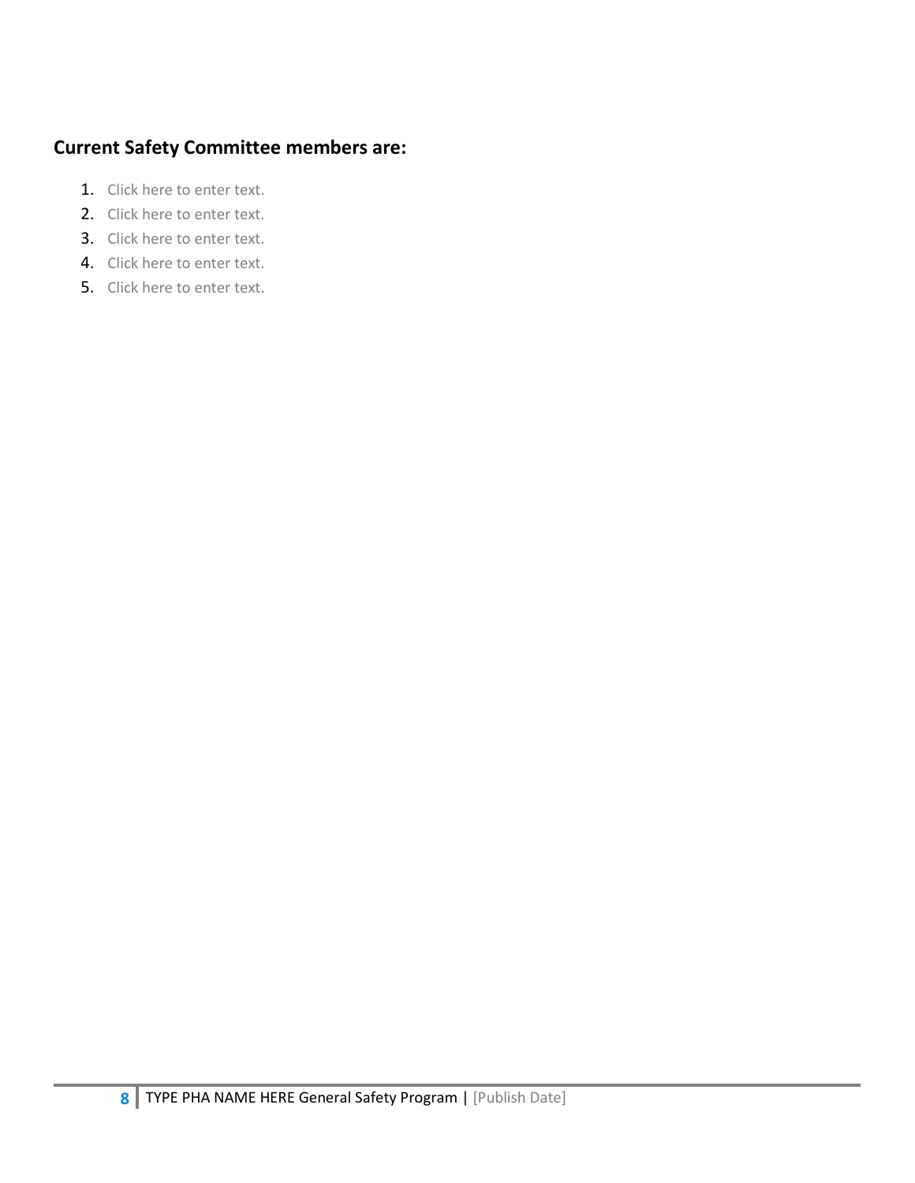## Current Safety Committee members are:

1. Click here to enter text.
2. Click here to enter text.
3. Click here to enter text.
4. Click here to enter text.
5. Click here to enter text.